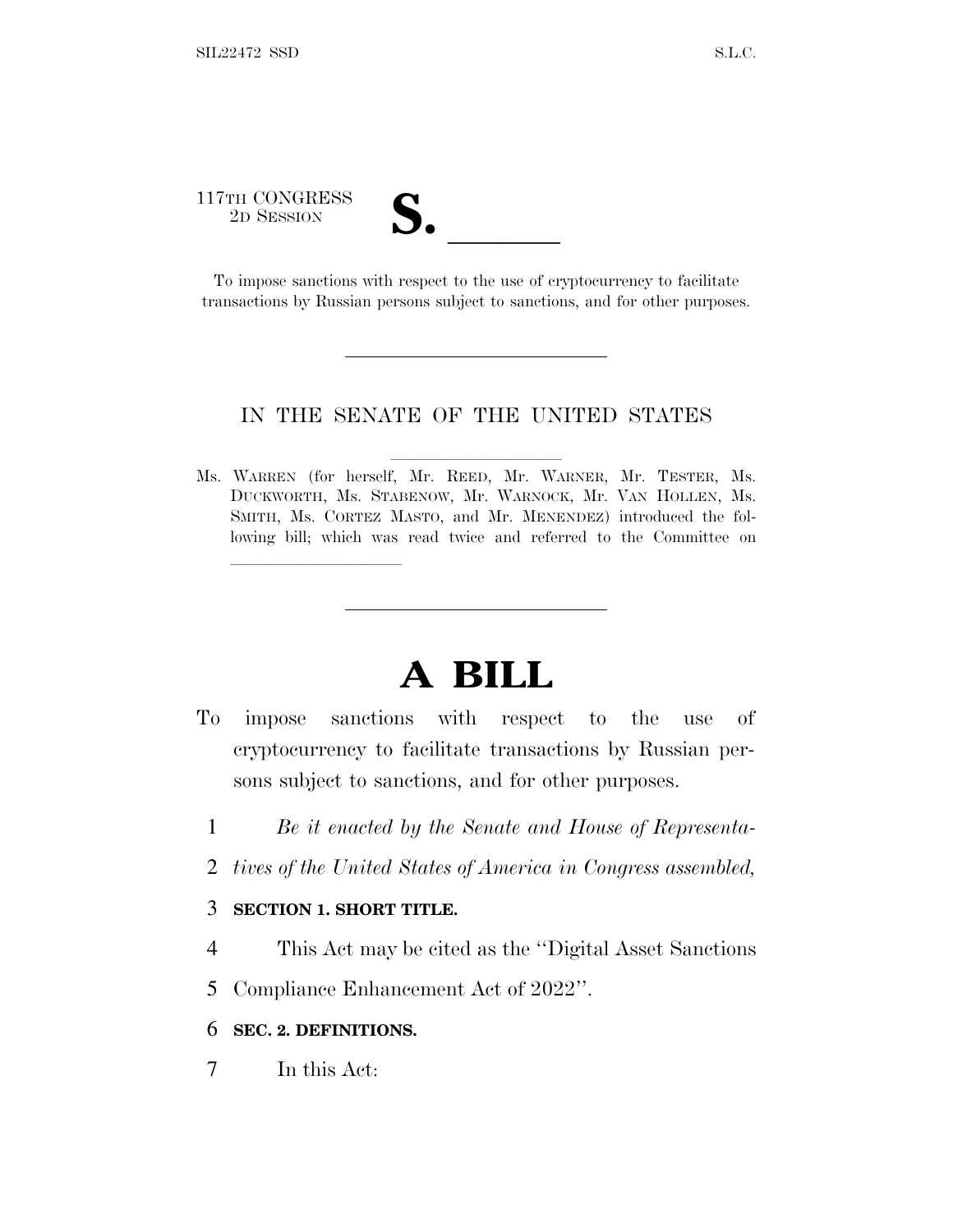117TH CONGRESS
2D SESSION

# S. \_\_\_\_\_\_

To impose sanctions with respect to the use of cryptocurrency to facilitate transactions by Russian persons subject to sanctions, and for other purposes.

---

IN THE SENATE OF THE UNITED STATES

Ms. WARREN (for herself, Mr. REED, Mr. WARNER, Mr. TESTER, Ms. DUCKWORTH, Ms. STABENOW, Mr. WARNOCK, Mr. VAN HOLLEN, Ms. SMITH, Ms. CORTEZ MASTO, and Mr. MENENDEZ) introduced the following bill; which was read twice and referred to the Committee on \_\_\_\_\_\_\_\_\_\_\_\_\_\_\_\_

---

# A BILL

To impose sanctions with respect to the use of cryptocurrency to facilitate transactions by Russian persons subject to sanctions, and for other purposes.

1 *Be it enacted by the Senate and House of Representa-*
2 *tives of the United States of America in Congress assembled,*

3 **SECTION 1. SHORT TITLE.**

4 This Act may be cited as the "Digital Asset Sanctions
5 Compliance Enhancement Act of 2022".

6 **SEC. 2. DEFINITIONS.**

7 In this Act: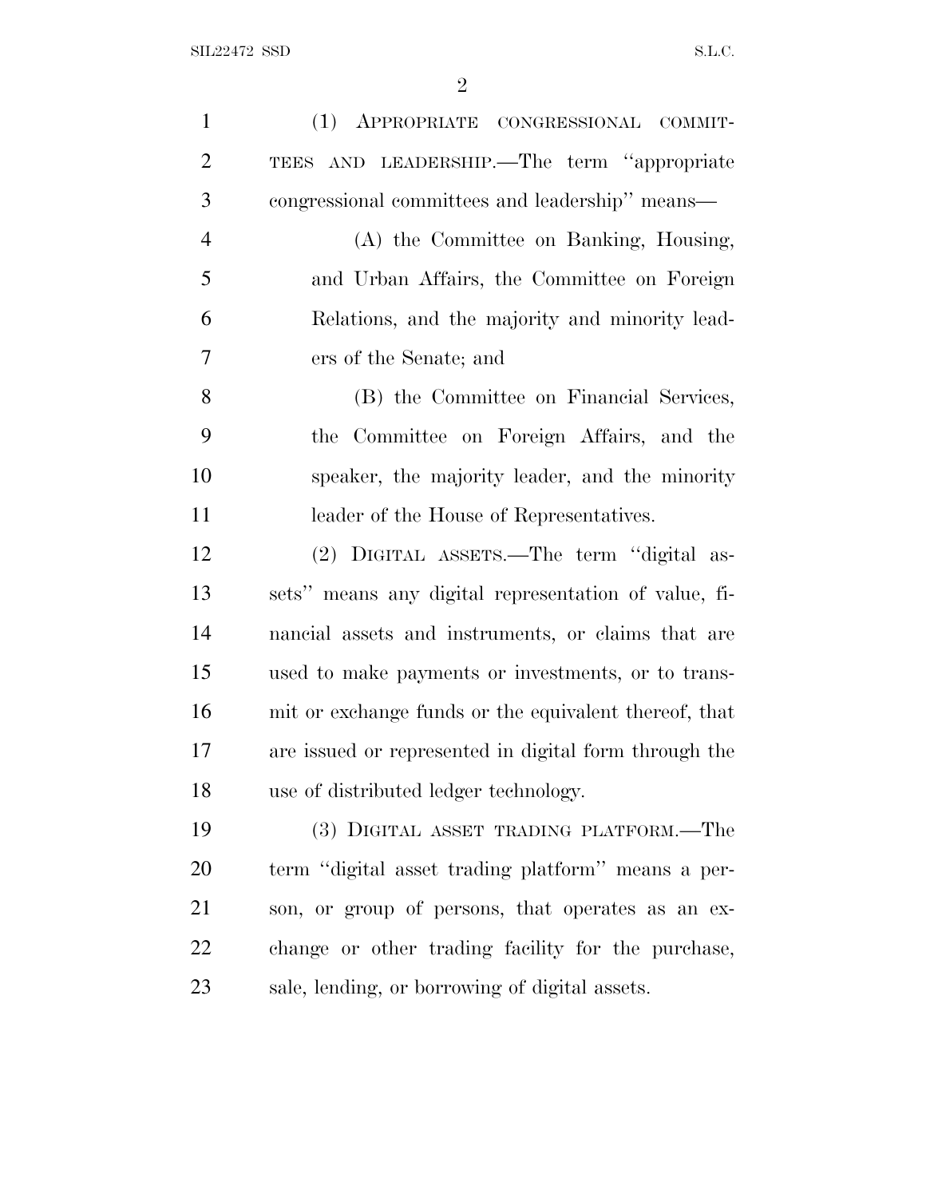(1) APPROPRIATE CONGRESSIONAL COMMITTEES AND LEADERSHIP.—The term "appropriate congressional committees and leadership" means—

(A) the Committee on Banking, Housing, and Urban Affairs, the Committee on Foreign Relations, and the majority and minority leaders of the Senate; and

(B) the Committee on Financial Services, the Committee on Foreign Affairs, and the speaker, the majority leader, and the minority leader of the House of Representatives.

(2) DIGITAL ASSETS.—The term "digital assets" means any digital representation of value, financial assets and instruments, or claims that are used to make payments or investments, or to transmit or exchange funds or the equivalent thereof, that are issued or represented in digital form through the use of distributed ledger technology.

(3) DIGITAL ASSET TRADING PLATFORM.—The term "digital asset trading platform" means a person, or group of persons, that operates as an exchange or other trading facility for the purchase, sale, lending, or borrowing of digital assets.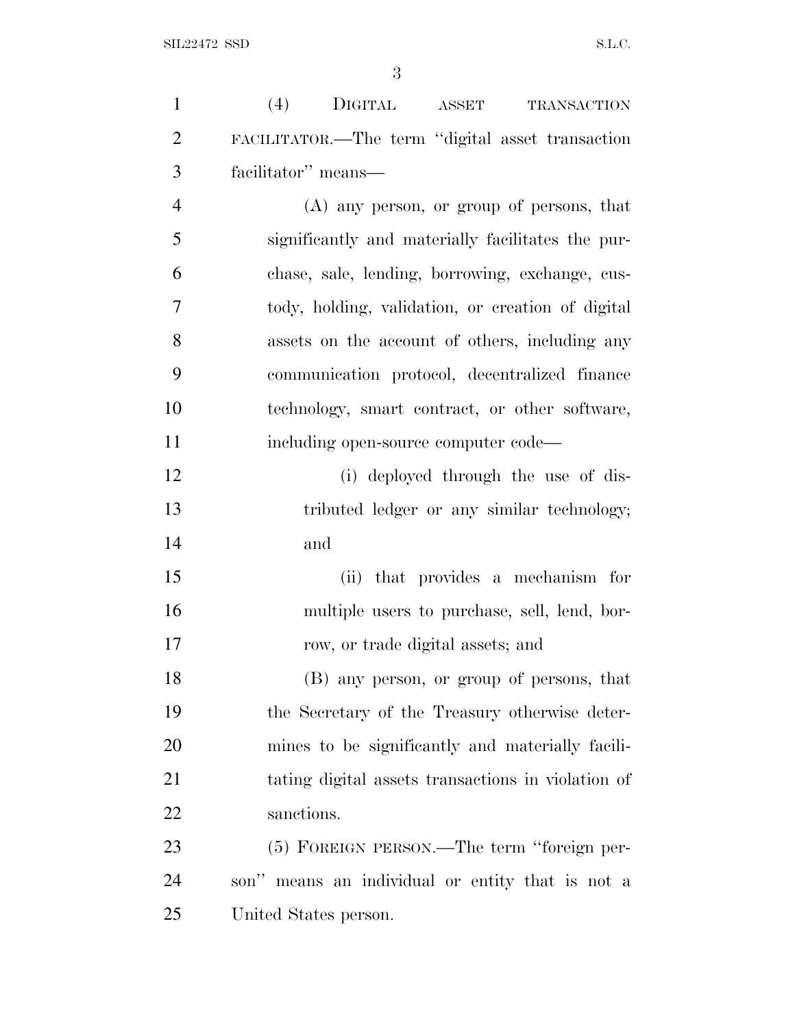(4) DIGITAL ASSET TRANSACTION FACILITATOR.—The term ''digital asset transaction facilitator'' means—

(A) any person, or group of persons, that significantly and materially facilitates the purchase, sale, lending, borrowing, exchange, custody, holding, validation, or creation of digital assets on the account of others, including any communication protocol, decentralized finance technology, smart contract, or other software, including open-source computer code—

(i) deployed through the use of distributed ledger or any similar technology; and

(ii) that provides a mechanism for multiple users to purchase, sell, lend, borrow, or trade digital assets; and

(B) any person, or group of persons, that the Secretary of the Treasury otherwise determines to be significantly and materially facilitating digital assets transactions in violation of sanctions.

(5) FOREIGN PERSON.—The term ''foreign person'' means an individual or entity that is not a United States person.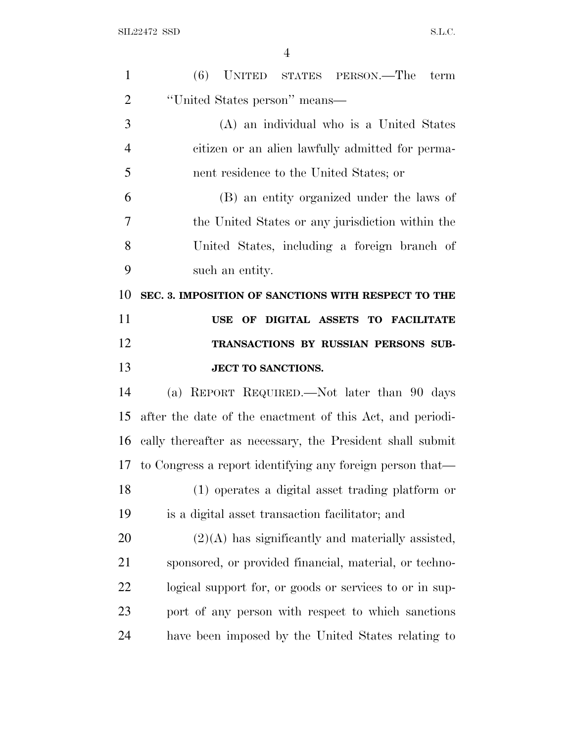(6) UNITED STATES PERSON.—The term "United States person" means—

(A) an individual who is a United States citizen or an alien lawfully admitted for permanent residence to the United States; or

(B) an entity organized under the laws of the United States or any jurisdiction within the United States, including a foreign branch of such an entity.

## SEC. 3. IMPOSITION OF SANCTIONS WITH RESPECT TO THE USE OF DIGITAL ASSETS TO FACILITATE TRANSACTIONS BY RUSSIAN PERSONS SUBJECT TO SANCTIONS.

(a) REPORT REQUIRED.—Not later than 90 days after the date of the enactment of this Act, and periodically thereafter as necessary, the President shall submit to Congress a report identifying any foreign person that—

(1) operates a digital asset trading platform or is a digital asset transaction facilitator; and

(2)(A) has significantly and materially assisted, sponsored, or provided financial, material, or technological support for, or goods or services to or in support of any person with respect to which sanctions have been imposed by the United States relating to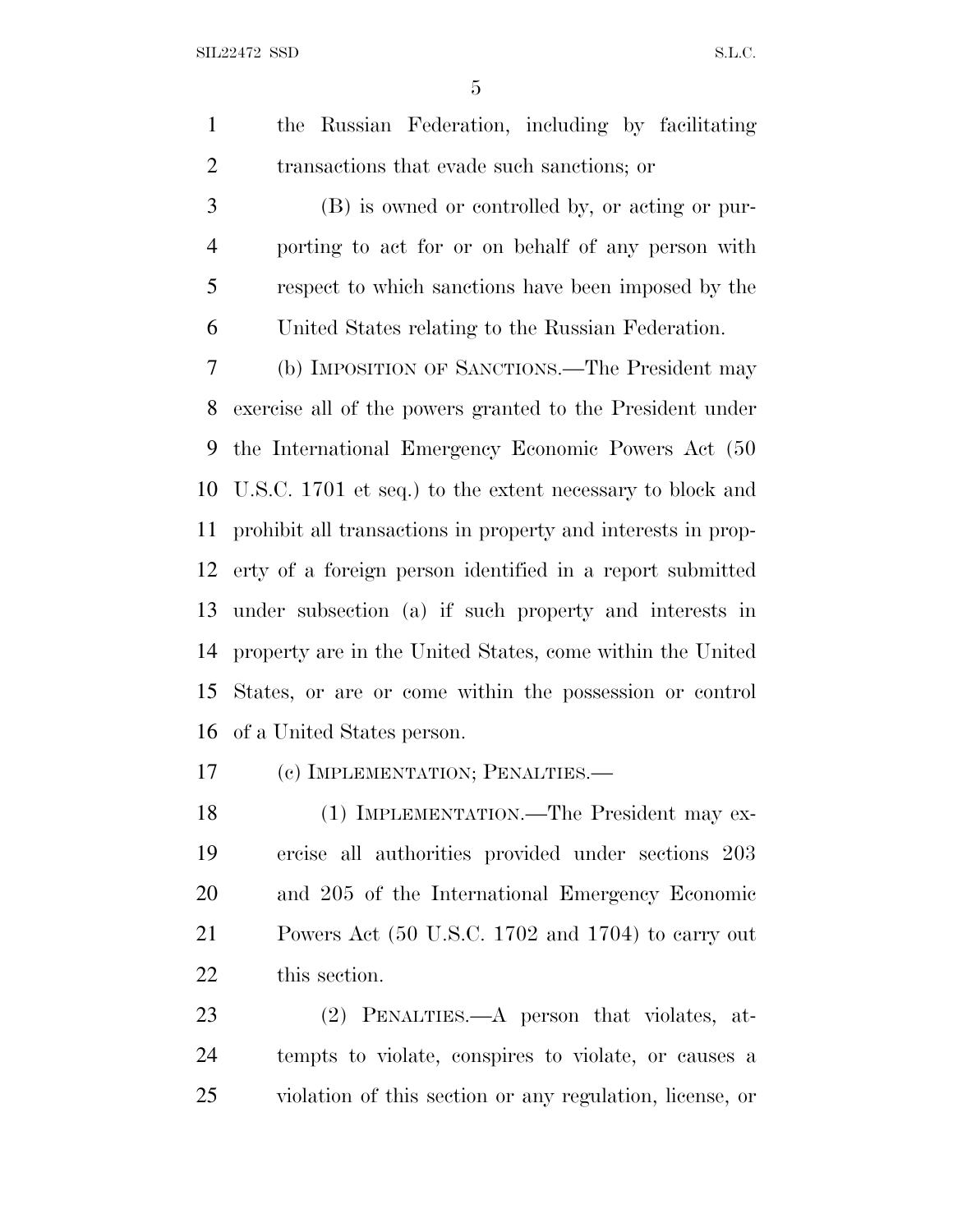the Russian Federation, including by facilitating transactions that evade such sanctions; or

(B) is owned or controlled by, or acting or purporting to act for or on behalf of any person with respect to which sanctions have been imposed by the United States relating to the Russian Federation.

(b) IMPOSITION OF SANCTIONS.—The President may exercise all of the powers granted to the President under the International Emergency Economic Powers Act (50 U.S.C. 1701 et seq.) to the extent necessary to block and prohibit all transactions in property and interests in property of a foreign person identified in a report submitted under subsection (a) if such property and interests in property are in the United States, come within the United States, or are or come within the possession or control of a United States person.

(c) IMPLEMENTATION; PENALTIES.—

(1) IMPLEMENTATION.—The President may exercise all authorities provided under sections 203 and 205 of the International Emergency Economic Powers Act (50 U.S.C. 1702 and 1704) to carry out this section.

(2) PENALTIES.—A person that violates, attempts to violate, conspires to violate, or causes a violation of this section or any regulation, license, or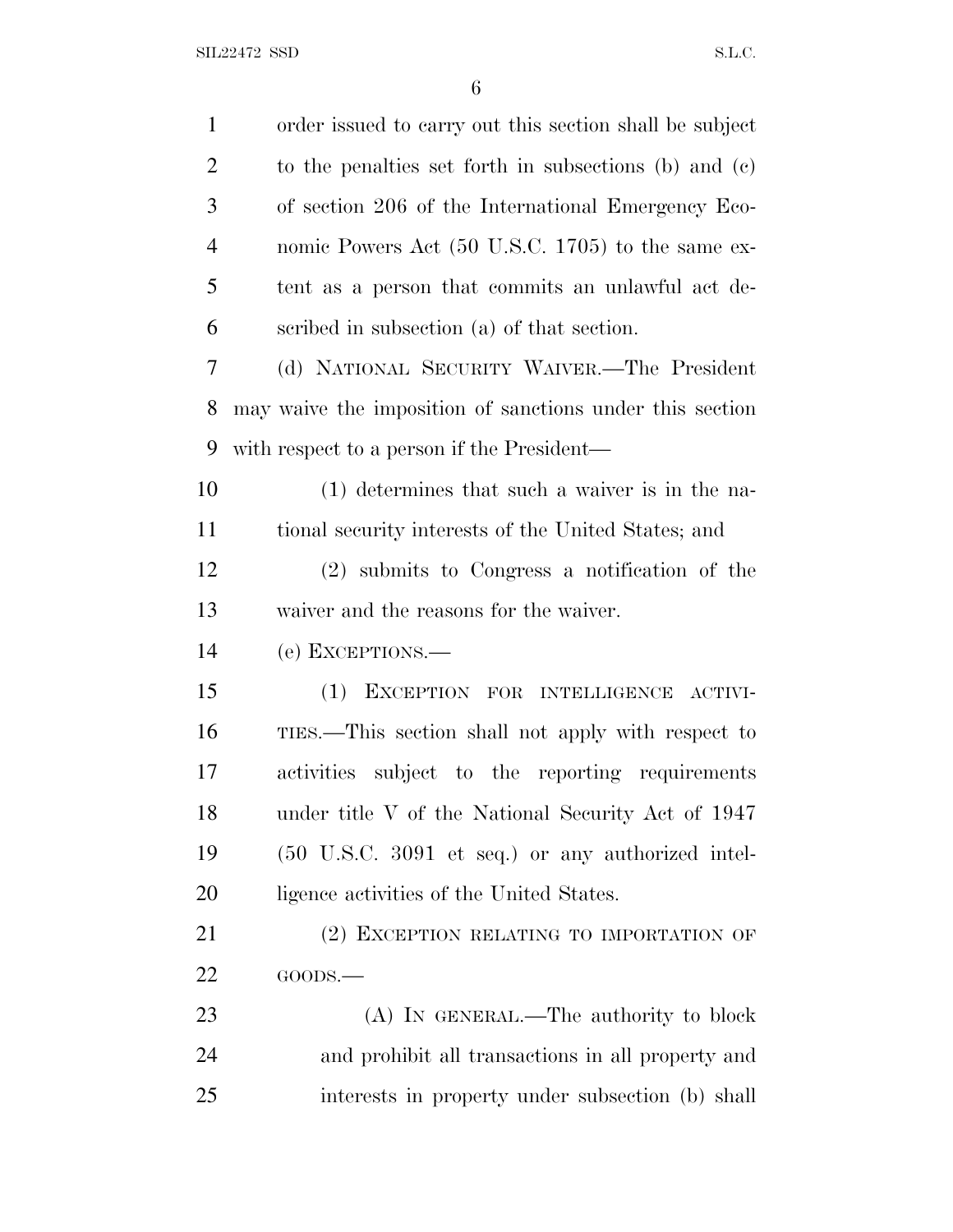order issued to carry out this section shall be subject to the penalties set forth in subsections (b) and (c) of section 206 of the International Emergency Economic Powers Act (50 U.S.C. 1705) to the same extent as a person that commits an unlawful act described in subsection (a) of that section.

(d) NATIONAL SECURITY WAIVER.—The President may waive the imposition of sanctions under this section with respect to a person if the President—

(1) determines that such a waiver is in the national security interests of the United States; and

(2) submits to Congress a notification of the waiver and the reasons for the waiver.

(e) EXCEPTIONS.—

(1) EXCEPTION FOR INTELLIGENCE ACTIVITIES.—This section shall not apply with respect to activities subject to the reporting requirements under title V of the National Security Act of 1947 (50 U.S.C. 3091 et seq.) or any authorized intelligence activities of the United States.

(2) EXCEPTION RELATING TO IMPORTATION OF GOODS.—

(A) IN GENERAL.—The authority to block and prohibit all transactions in all property and interests in property under subsection (b) shall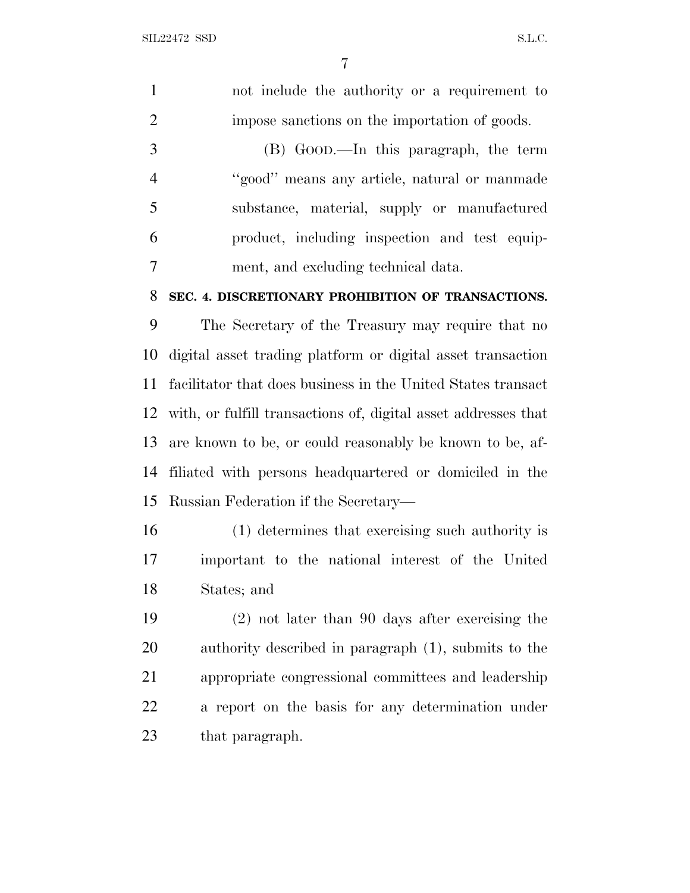not include the authority or a requirement to impose sanctions on the importation of goods.

(B) GOOD.—In this paragraph, the term ''good'' means any article, natural or manmade substance, material, supply or manufactured product, including inspection and test equipment, and excluding technical data.

**SEC. 4. DISCRETIONARY PROHIBITION OF TRANSACTIONS.**

The Secretary of the Treasury may require that no digital asset trading platform or digital asset transaction facilitator that does business in the United States transact with, or fulfill transactions of, digital asset addresses that are known to be, or could reasonably be known to be, affiliated with persons headquartered or domiciled in the Russian Federation if the Secretary—

(1) determines that exercising such authority is important to the national interest of the United States; and

(2) not later than 90 days after exercising the authority described in paragraph (1), submits to the appropriate congressional committees and leadership a report on the basis for any determination under that paragraph.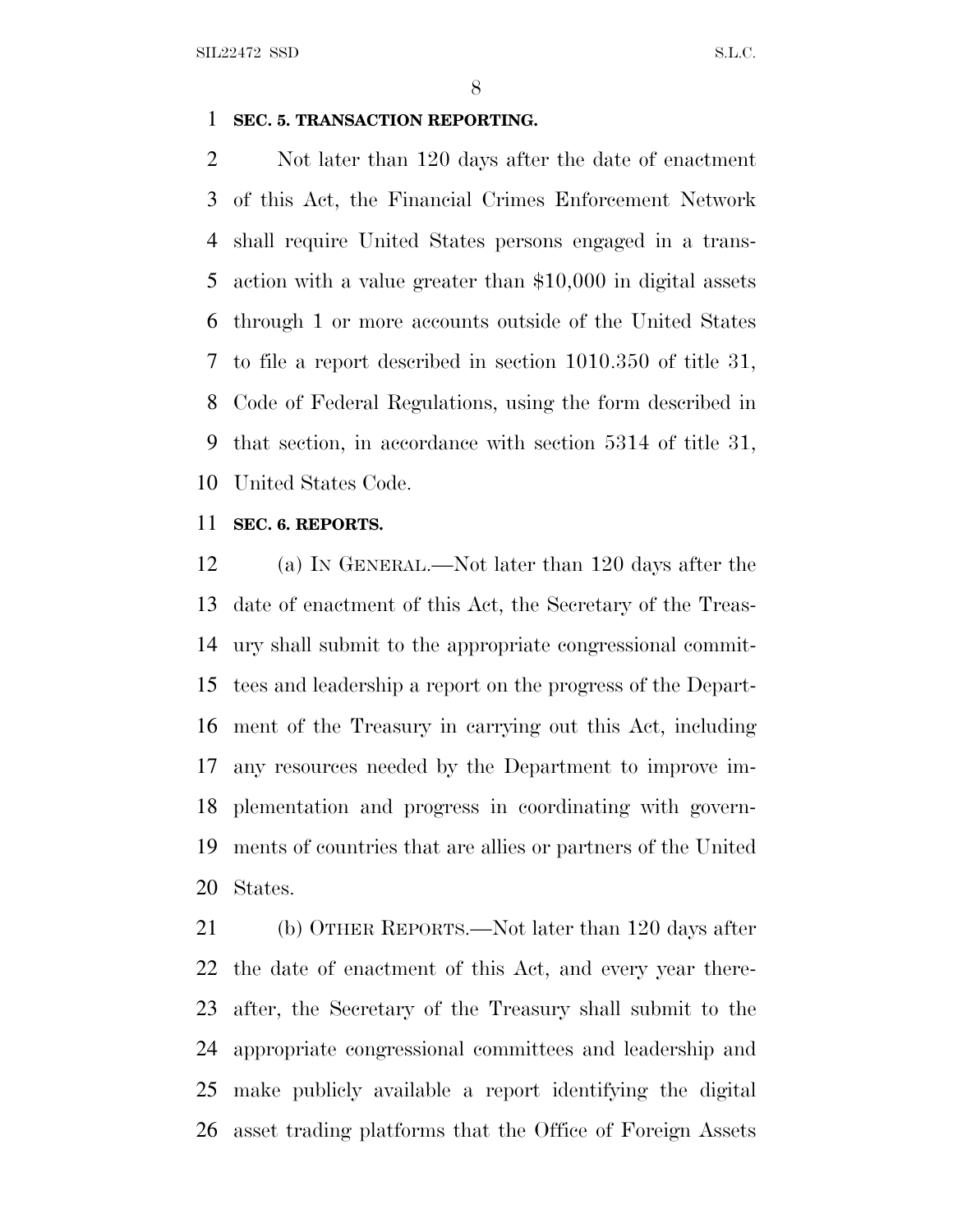**SEC. 5. TRANSACTION REPORTING.**

Not later than 120 days after the date of enactment of this Act, the Financial Crimes Enforcement Network shall require United States persons engaged in a transaction with a value greater than $10,000 in digital assets through 1 or more accounts outside of the United States to file a report described in section 1010.350 of title 31, Code of Federal Regulations, using the form described in that section, in accordance with section 5314 of title 31, United States Code.

**SEC. 6. REPORTS.**

(a) IN GENERAL.—Not later than 120 days after the date of enactment of this Act, the Secretary of the Treasury shall submit to the appropriate congressional committees and leadership a report on the progress of the Department of the Treasury in carrying out this Act, including any resources needed by the Department to improve implementation and progress in coordinating with governments of countries that are allies or partners of the United States.

(b) OTHER REPORTS.—Not later than 120 days after the date of enactment of this Act, and every year thereafter, the Secretary of the Treasury shall submit to the appropriate congressional committees and leadership and make publicly available a report identifying the digital asset trading platforms that the Office of Foreign Assets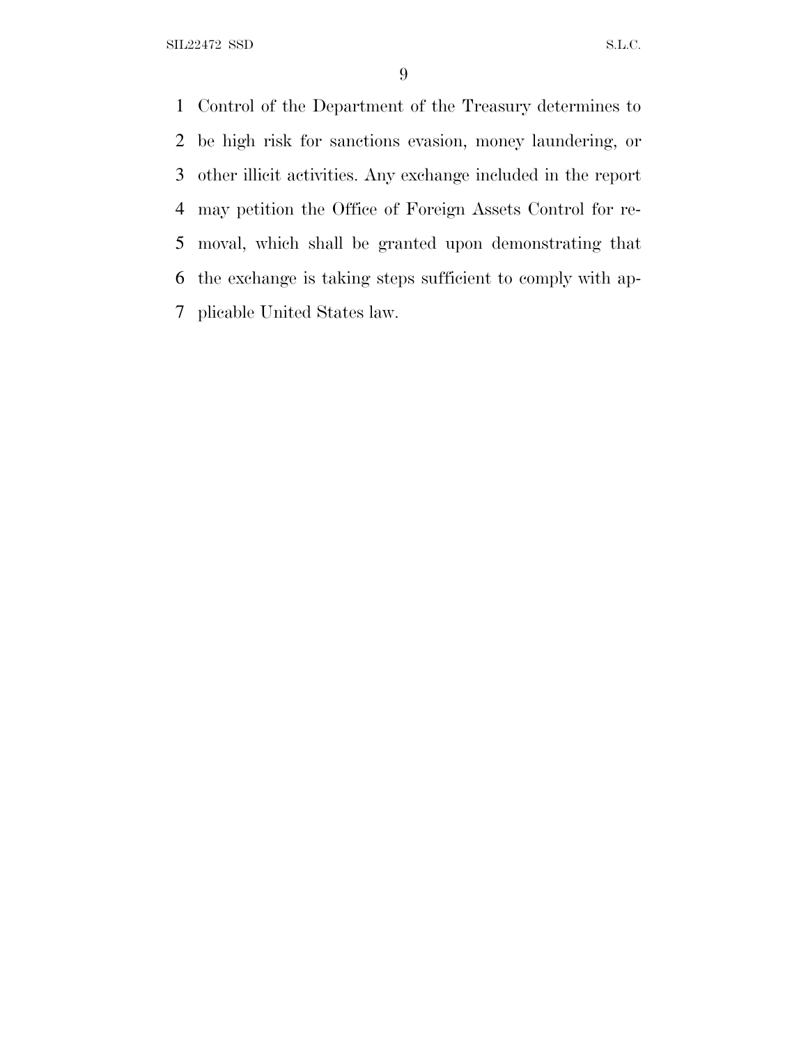Control of the Department of the Treasury determines to be high risk for sanctions evasion, money laundering, or other illicit activities. Any exchange included in the report may petition the Office of Foreign Assets Control for removal, which shall be granted upon demonstrating that the exchange is taking steps sufficient to comply with applicable United States law.